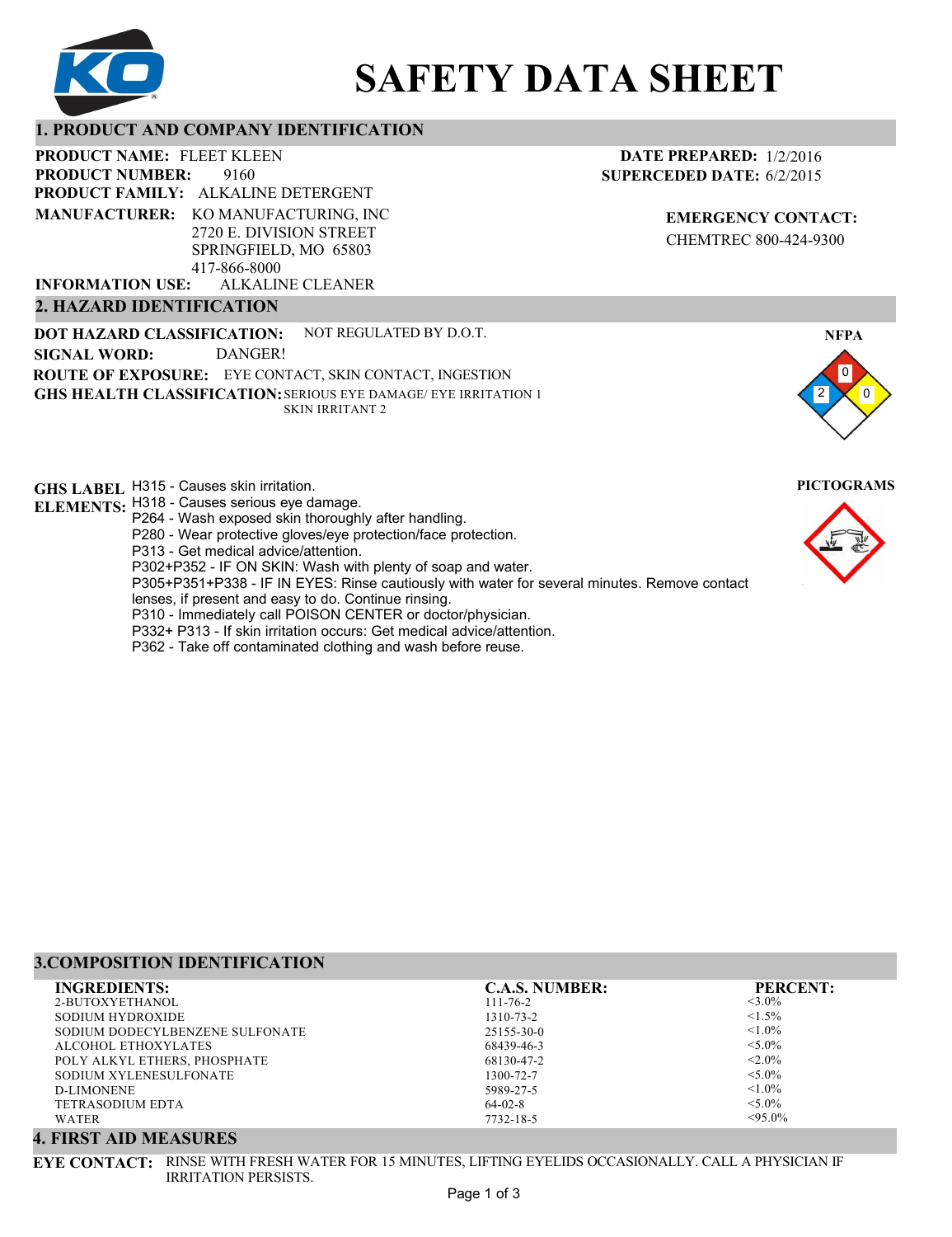# SAFETY DATA SHEET

## 1. PRODUCT AND COMPANY IDENTIFICATION

**PRODUCT NAME:** FLEET KLEEN
**PRODUCT NUMBER:** 9160
**PRODUCT FAMILY:** ALKALINE DETERGENT
**MANUFACTURER:** KO MANUFACTURING, INC
2720 E. DIVISION STREET
SPRINGFIELD, MO 65803
417-866-8000
**INFORMATION USE:** ALKALINE CLEANER

**DATE PREPARED:** 1/2/2016
**SUPERCEDED DATE:** 6/2/2015

**EMERGENCY CONTACT:**
CHEMTREC 800-424-9300

## 2. HAZARD IDENTIFICATION

**DOT HAZARD CLASSIFICATION:** NOT REGULATED BY D.O.T.
**SIGNAL WORD:** DANGER!
**ROUTE OF EXPOSURE:** EYE CONTACT, SKIN CONTACT, INGESTION
**GHS HEALTH CLASSIFICATION:** SERIOUS EYE DAMAGE/ EYE IRRITATION 1
SKIN IRRITANT 2

**NFPA**

Health: 2 | Flammability: 0 | Instability: 0

**GHS LABEL ELEMENTS:**

H315 - Causes skin irritation.
H318 - Causes serious eye damage.
P264 - Wash exposed skin thoroughly after handling.
P280 - Wear protective gloves/eye protection/face protection.
P313 - Get medical advice/attention.
P302+P352 - IF ON SKIN: Wash with plenty of soap and water.
P305+P351+P338 - IF IN EYES: Rinse cautiously with water for several minutes. Remove contact lenses, if present and easy to do. Continue rinsing.
P310 - Immediately call POISON CENTER or doctor/physician.
P332+ P313 - If skin irritation occurs: Get medical advice/attention.
P362 - Take off contaminated clothing and wash before reuse.

**PICTOGRAMS**

## 3.COMPOSITION IDENTIFICATION

| INGREDIENTS: | C.A.S. NUMBER: | PERCENT: |
|---|---|---|
| 2-BUTOXYETHANOL | 111-76-2 | <3.0% |
| SODIUM HYDROXIDE | 1310-73-2 | <1.5% |
| SODIUM DODECYLBENZENE SULFONATE | 25155-30-0 | <1.0% |
| ALCOHOL ETHOXYLATES | 68439-46-3 | <5.0% |
| POLY ALKYL ETHERS, PHOSPHATE | 68130-47-2 | <2.0% |
| SODIUM XYLENESULFONATE | 1300-72-7 | <5.0% |
| D-LIMONENE | 5989-27-5 | <1.0% |
| TETRASODIUM EDTA | 64-02-8 | <5.0% |
| WATER | 7732-18-5 | <95.0% |

## 4. FIRST AID MEASURES

**EYE CONTACT:** RINSE WITH FRESH WATER FOR 15 MINUTES, LIFTING EYELIDS OCCASIONALLY. CALL A PHYSICIAN IF IRRITATION PERSISTS.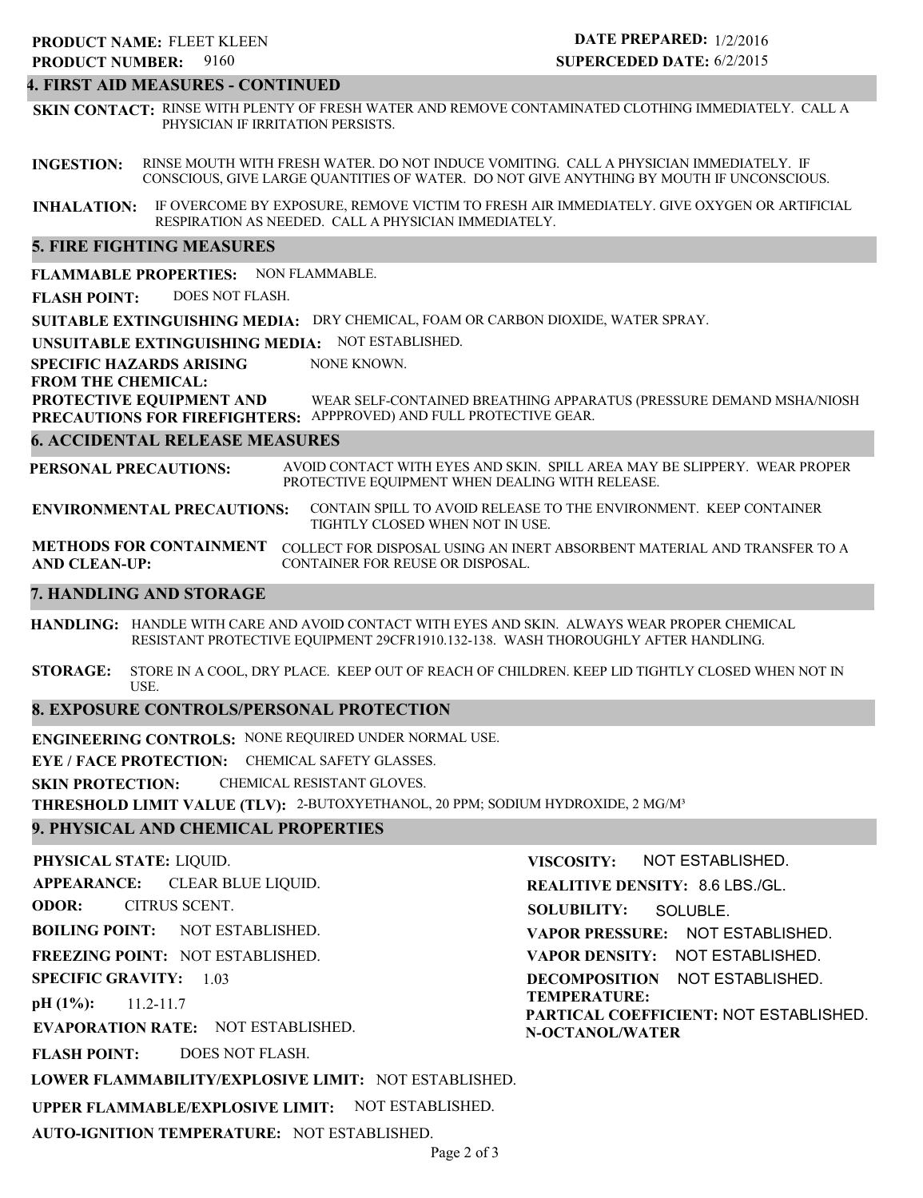**PRODUCT NAME:** FLEET KLEEN
**PRODUCT NUMBER:** 9160

**DATE PREPARED:** 1/2/2016
**SUPERCEDED DATE:** 6/2/2015

## 4. FIRST AID MEASURES - CONTINUED

**SKIN CONTACT:** RINSE WITH PLENTY OF FRESH WATER AND REMOVE CONTAMINATED CLOTHING IMMEDIATELY. CALL A PHYSICIAN IF IRRITATION PERSISTS.

**INGESTION:** RINSE MOUTH WITH FRESH WATER. DO NOT INDUCE VOMITING. CALL A PHYSICIAN IMMEDIATELY. IF CONSCIOUS, GIVE LARGE QUANTITIES OF WATER. DO NOT GIVE ANYTHING BY MOUTH IF UNCONSCIOUS.

**INHALATION:** IF OVERCOME BY EXPOSURE, REMOVE VICTIM TO FRESH AIR IMMEDIATELY. GIVE OXYGEN OR ARTIFICIAL RESPIRATION AS NEEDED. CALL A PHYSICIAN IMMEDIATELY.

## 5. FIRE FIGHTING MEASURES

**FLAMMABLE PROPERTIES:** NON FLAMMABLE.

**FLASH POINT:** DOES NOT FLASH.

**SUITABLE EXTINGUISHING MEDIA:** DRY CHEMICAL, FOAM OR CARBON DIOXIDE, WATER SPRAY.

**UNSUITABLE EXTINGUISHING MEDIA:** NOT ESTABLISHED.

**SPECIFIC HAZARDS ARISING FROM THE CHEMICAL:** NONE KNOWN.

**PROTECTIVE EQUIPMENT AND PRECAUTIONS FOR FIREFIGHTERS:** WEAR SELF-CONTAINED BREATHING APPARATUS (PRESSURE DEMAND MSHA/NIOSH APPPROVED) AND FULL PROTECTIVE GEAR.

## 6. ACCIDENTAL RELEASE MEASURES

**PERSONAL PRECAUTIONS:** AVOID CONTACT WITH EYES AND SKIN. SPILL AREA MAY BE SLIPPERY. WEAR PROPER PROTECTIVE EQUIPMENT WHEN DEALING WITH RELEASE.

**ENVIRONMENTAL PRECAUTIONS:** CONTAIN SPILL TO AVOID RELEASE TO THE ENVIRONMENT. KEEP CONTAINER TIGHTLY CLOSED WHEN NOT IN USE.

**METHODS FOR CONTAINMENT AND CLEAN-UP:** COLLECT FOR DISPOSAL USING AN INERT ABSORBENT MATERIAL AND TRANSFER TO A CONTAINER FOR REUSE OR DISPOSAL.

## 7. HANDLING AND STORAGE

**HANDLING:** HANDLE WITH CARE AND AVOID CONTACT WITH EYES AND SKIN. ALWAYS WEAR PROPER CHEMICAL RESISTANT PROTECTIVE EQUIPMENT 29CFR1910.132-138. WASH THOROUGHLY AFTER HANDLING.

**STORAGE:** STORE IN A COOL, DRY PLACE. KEEP OUT OF REACH OF CHILDREN. KEEP LID TIGHTLY CLOSED WHEN NOT IN USE.

## 8. EXPOSURE CONTROLS/PERSONAL PROTECTION

**ENGINEERING CONTROLS:** NONE REQUIRED UNDER NORMAL USE.

**EYE / FACE PROTECTION:** CHEMICAL SAFETY GLASSES.

**SKIN PROTECTION:** CHEMICAL RESISTANT GLOVES.

**THRESHOLD LIMIT VALUE (TLV):** 2-BUTOXYETHANOL, 20 PPM; SODIUM HYDROXIDE, 2 MG/M³

## 9. PHYSICAL AND CHEMICAL PROPERTIES

**PHYSICAL STATE:** LIQUID.

**APPEARANCE:** CLEAR BLUE LIQUID.

**ODOR:** CITRUS SCENT.

**BOILING POINT:** NOT ESTABLISHED.

**FREEZING POINT:** NOT ESTABLISHED.

**SPECIFIC GRAVITY:** 1.03

**pH (1%):** 11.2-11.7

**EVAPORATION RATE:** NOT ESTABLISHED.

**FLASH POINT:** DOES NOT FLASH.

**LOWER FLAMMABILITY/EXPLOSIVE LIMIT:** NOT ESTABLISHED.

**UPPER FLAMMABLE/EXPLOSIVE LIMIT:** NOT ESTABLISHED.

**AUTO-IGNITION TEMPERATURE:** NOT ESTABLISHED.

**VISCOSITY:** NOT ESTABLISHED.

**REALITIVE DENSITY:** 8.6 LBS./GL.

**SOLUBILITY:** SOLUBLE.

**VAPOR PRESSURE:** NOT ESTABLISHED.

**VAPOR DENSITY:** NOT ESTABLISHED.

**DECOMPOSITION TEMPERATURE:** NOT ESTABLISHED.

**PARTICAL COEFFICIENT: N-OCTANOL/WATER** NOT ESTABLISHED.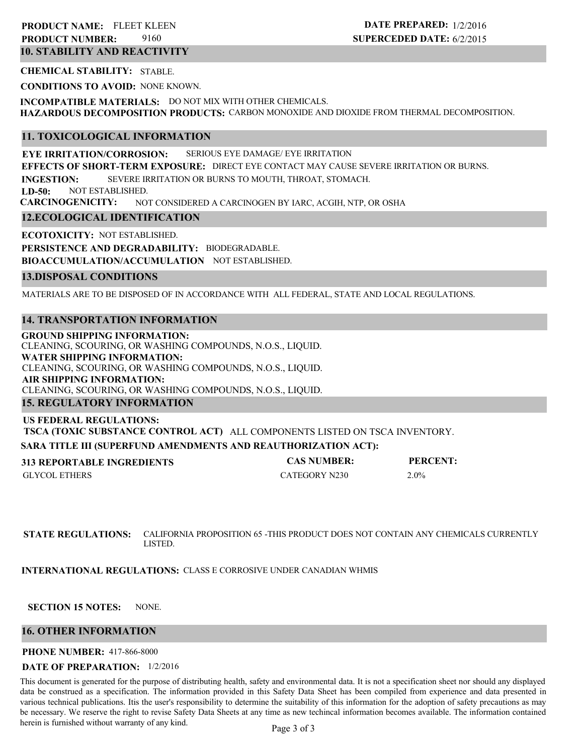**PRODUCT NAME:** FLEET KLEEN
**PRODUCT NUMBER:** 9160

**DATE PREPARED:** 1/2/2016
**SUPERCEDED DATE:** 6/2/2015

## 10. STABILITY AND REACTIVITY

**CHEMICAL STABILITY:** STABLE.

**CONDITIONS TO AVOID:** NONE KNOWN.

**INCOMPATIBLE MATERIALS:** DO NOT MIX WITH OTHER CHEMICALS.

**HAZARDOUS DECOMPOSITION PRODUCTS:** CARBON MONOXIDE AND DIOXIDE FROM THERMAL DECOMPOSITION.

## 11. TOXICOLOGICAL INFORMATION

**EYE IRRITATION/CORROSION:** SERIOUS EYE DAMAGE/ EYE IRRITATION

**EFFECTS OF SHORT-TERM EXPOSURE:** DIRECT EYE CONTACT MAY CAUSE SEVERE IRRITATION OR BURNS.

**INGESTION:** SEVERE IRRITATION OR BURNS TO MOUTH, THROAT, STOMACH.

**LD-50:** NOT ESTABLISHED.

**CARCINOGENICITY:** NOT CONSIDERED A CARCINOGEN BY IARC, ACGIH, NTP, OR OSHA

## 12.ECOLOGICAL IDENTIFICATION

**ECOTOXICITY:** NOT ESTABLISHED.

**PERSISTENCE AND DEGRADABILITY:** BIODEGRADABLE.

**BIOACCUMULATION/ACCUMULATION** NOT ESTABLISHED.

## 13.DISPOSAL CONDITIONS

MATERIALS ARE TO BE DISPOSED OF IN ACCORDANCE WITH ALL FEDERAL, STATE AND LOCAL REGULATIONS.

## 14. TRANSPORTATION INFORMATION

**GROUND SHIPPING INFORMATION:**
CLEANING, SCOURING, OR WASHING COMPOUNDS, N.O.S., LIQUID.

**WATER SHIPPING INFORMATION:**
CLEANING, SCOURING, OR WASHING COMPOUNDS, N.O.S., LIQUID.

**AIR SHIPPING INFORMATION:**
CLEANING, SCOURING, OR WASHING COMPOUNDS, N.O.S., LIQUID.

## 15. REGULATORY INFORMATION

**US FEDERAL REGULATIONS:**

**TSCA (TOXIC SUBSTANCE CONTROL ACT)** ALL COMPONENTS LISTED ON TSCA INVENTORY.

**SARA TITLE III (SUPERFUND AMENDMENTS AND REAUTHORIZATION ACT):**

| 313 REPORTABLE INGREDIENTS | CAS NUMBER: | PERCENT: |
|---|---|---|
| GLYCOL ETHERS | CATEGORY N230 | 2.0% |

**STATE REGULATIONS:** CALIFORNIA PROPOSITION 65 -THIS PRODUCT DOES NOT CONTAIN ANY CHEMICALS CURRENTLY LISTED.

**INTERNATIONAL REGULATIONS:** CLASS E CORROSIVE UNDER CANADIAN WHMIS

**SECTION 15 NOTES:** NONE.

## 16. OTHER INFORMATION

**PHONE NUMBER:** 417-866-8000

**DATE OF PREPARATION:** 1/2/2016

This document is generated for the purpose of distributing health, safety and environmental data. It is not a specification sheet nor should any displayed data be construed as a specification. The information provided in this Safety Data Sheet has been compiled from experience and data presented in various technical publications. Itis the user's responsibility to determine the suitability of this information for the adoption of safety precautions as may be necessary. We reserve the right to revise Safety Data Sheets at any time as new techincal information becomes available. The information contained herein is furnished without warranty of any kind.